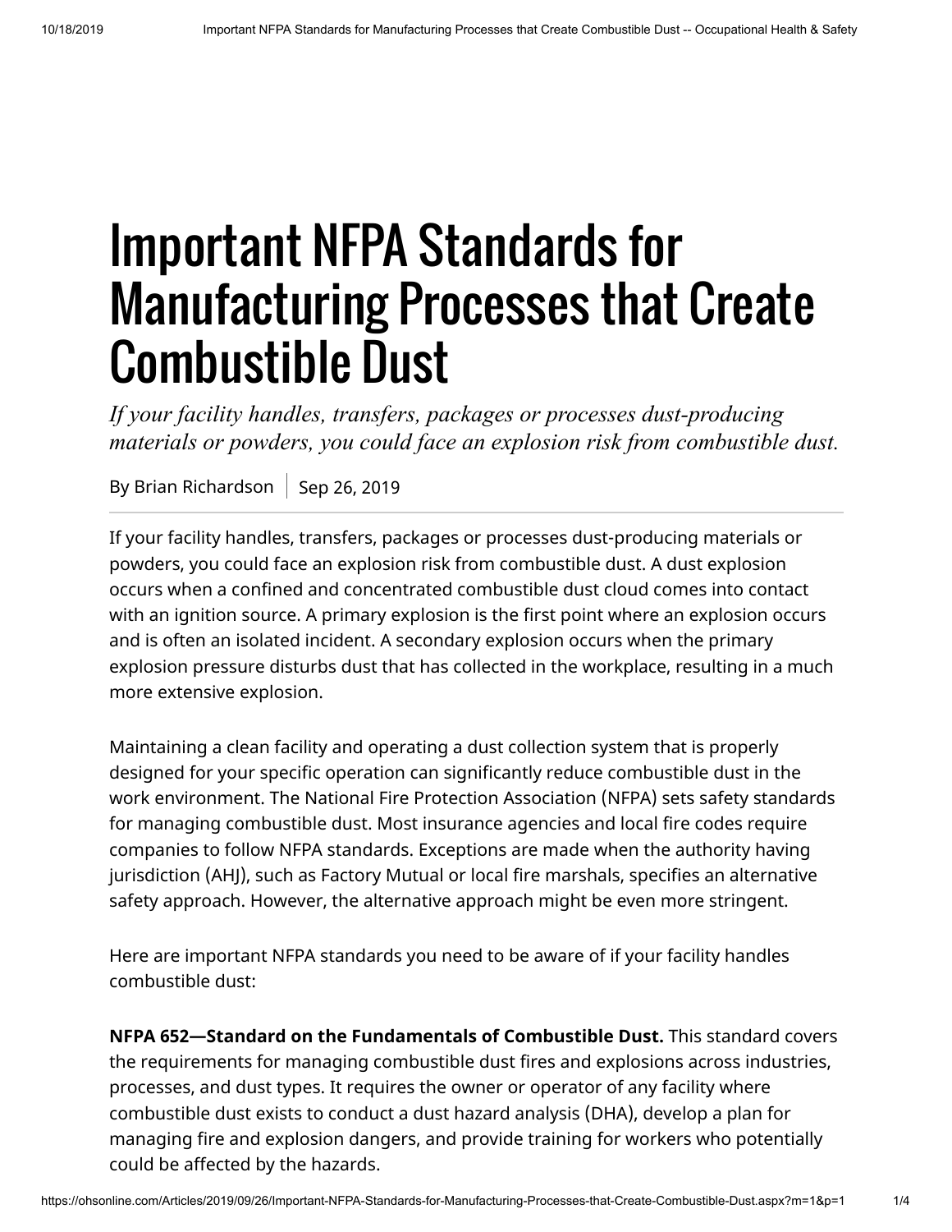# Important NFPA Standards for Manufacturing Processes that Create Combustible Dust

*If your facility handles, transfers, packages or processes dust-producing materials or powders, you could face an explosion risk from combustible dust.*

By Brian Richardson | Sep 26, 2019

If your facility handles, transfers, packages or processes dust-producing materials or powders, you could face an explosion risk from combustible dust. A dust explosion occurs when a confined and concentrated combustible dust cloud comes into contact with an ignition source. A primary explosion is the first point where an explosion occurs and is often an isolated incident. A secondary explosion occurs when the primary explosion pressure disturbs dust that has collected in the workplace, resulting in a much more extensive explosion.

Maintaining a clean facility and operating a dust collection system that is properly designed for your specific operation can significantly reduce combustible dust in the work environment. The National Fire Protection Association (NFPA) sets safety standards for managing combustible dust. Most insurance agencies and local fire codes require companies to follow NFPA standards. Exceptions are made when the authority having jurisdiction (AHJ), such as Factory Mutual or local fire marshals, specifies an alternative safety approach. However, the alternative approach might be even more stringent.

Here are important NFPA standards you need to be aware of if your facility handles combustible dust:

**NFPA 652—Standard on the Fundamentals of Combustible Dust.** This standard covers the requirements for managing combustible dust fires and explosions across industries, processes, and dust types. It requires the owner or operator of any facility where combustible dust exists to conduct a dust hazard analysis (DHA), develop a plan for managing fire and explosion dangers, and provide training for workers who potentially could be affected by the hazards.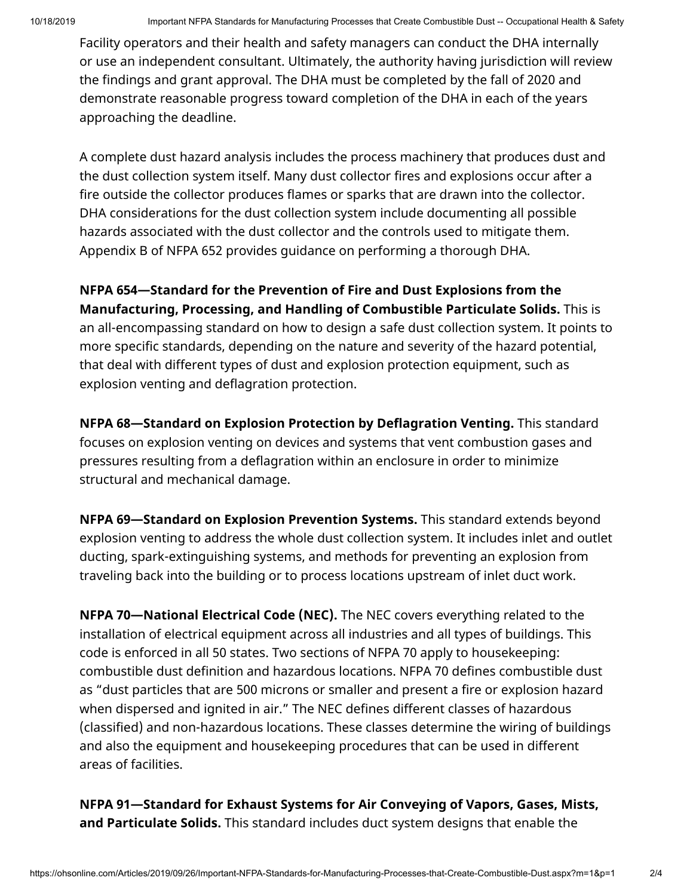Facility operators and their health and safety managers can conduct the DHA internally or use an independent consultant. Ultimately, the authority having jurisdiction will review the findings and grant approval. The DHA must be completed by the fall of 2020 and demonstrate reasonable progress toward completion of the DHA in each of the years approaching the deadline.

A complete dust hazard analysis includes the process machinery that produces dust and the dust collection system itself. Many dust collector fires and explosions occur after a fire outside the collector produces flames or sparks that are drawn into the collector. DHA considerations for the dust collection system include documenting all possible hazards associated with the dust collector and the controls used to mitigate them. Appendix B of NFPA 652 provides guidance on performing a thorough DHA.

**NFPA 654—Standard for the Prevention of Fire and Dust Explosions from the Manufacturing, Processing, and Handling of Combustible Particulate Solids.** This is an all-encompassing standard on how to design a safe dust collection system. It points to more specific standards, depending on the nature and severity of the hazard potential, that deal with different types of dust and explosion protection equipment, such as explosion venting and deflagration protection.

**NFPA 68—Standard on Explosion Protection by Deflagration Venting.** This standard focuses on explosion venting on devices and systems that vent combustion gases and pressures resulting from a deflagration within an enclosure in order to minimize structural and mechanical damage.

**NFPA 69—Standard on Explosion Prevention Systems.** This standard extends beyond explosion venting to address the whole dust collection system. It includes inlet and outlet ducting, spark-extinguishing systems, and methods for preventing an explosion from traveling back into the building or to process locations upstream of inlet duct work.

**NFPA 70—National Electrical Code (NEC).** The NEC covers everything related to the installation of electrical equipment across all industries and all types of buildings. This code is enforced in all 50 states. Two sections of NFPA 70 apply to housekeeping: combustible dust definition and hazardous locations. NFPA 70 defines combustible dust as "dust particles that are 500 microns or smaller and present a fire or explosion hazard when dispersed and ignited in air." The NEC defines different classes of hazardous (classified) and non-hazardous locations. These classes determine the wiring of buildings and also the equipment and housekeeping procedures that can be used in different areas of facilities.

**NFPA 91—Standard for Exhaust Systems for Air Conveying of Vapors, Gases, Mists, and Particulate Solids.** This standard includes duct system designs that enable the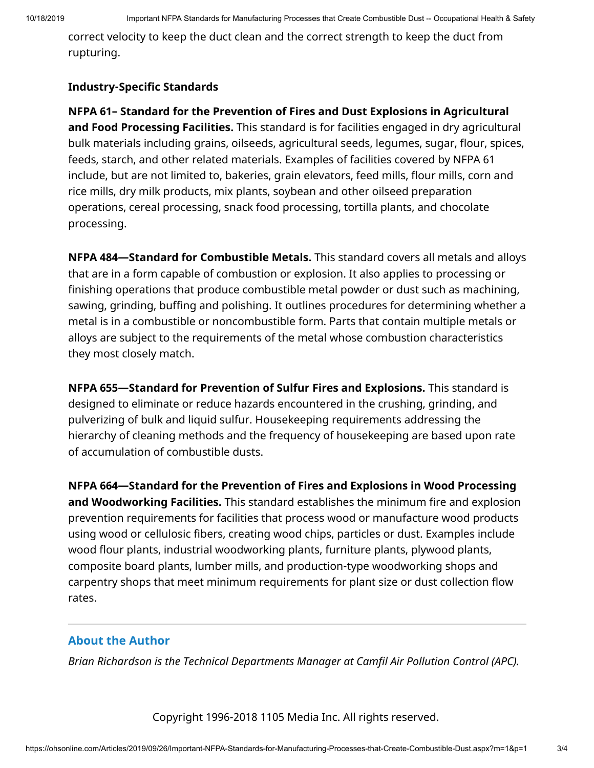correct velocity to keep the duct clean and the correct strength to keep the duct from rupturing.

**Industry-Specific Standards**

**NFPA 61– Standard for the Prevention of Fires and Dust Explosions in Agricultural and Food Processing Facilities.** This standard is for facilities engaged in dry agricultural bulk materials including grains, oilseeds, agricultural seeds, legumes, sugar, flour, spices, feeds, starch, and other related materials. Examples of facilities covered by NFPA 61 include, but are not limited to, bakeries, grain elevators, feed mills, flour mills, corn and rice mills, dry milk products, mix plants, soybean and other oilseed preparation operations, cereal processing, snack food processing, tortilla plants, and chocolate processing.

**NFPA 484—Standard for Combustible Metals.** This standard covers all metals and alloys that are in a form capable of combustion or explosion. It also applies to processing or finishing operations that produce combustible metal powder or dust such as machining, sawing, grinding, buffing and polishing. It outlines procedures for determining whether a metal is in a combustible or noncombustible form. Parts that contain multiple metals or alloys are subject to the requirements of the metal whose combustion characteristics they most closely match.

**NFPA 655—Standard for Prevention of Sulfur Fires and Explosions.** This standard is designed to eliminate or reduce hazards encountered in the crushing, grinding, and pulverizing of bulk and liquid sulfur. Housekeeping requirements addressing the hierarchy of cleaning methods and the frequency of housekeeping are based upon rate of accumulation of combustible dusts.

**NFPA 664—Standard for the Prevention of Fires and Explosions in Wood Processing and Woodworking Facilities.** This standard establishes the minimum fire and explosion prevention requirements for facilities that process wood or manufacture wood products using wood or cellulosic fibers, creating wood chips, particles or dust. Examples include wood flour plants, industrial woodworking plants, furniture plants, plywood plants, composite board plants, lumber mills, and production-type woodworking shops and carpentry shops that meet minimum requirements for plant size or dust collection flow rates.

---

## About the Author

*Brian Richardson is the Technical Departments Manager at Camfil Air Pollution Control (APC).*

Copyright 1996-2018 1105 Media Inc. All rights reserved.